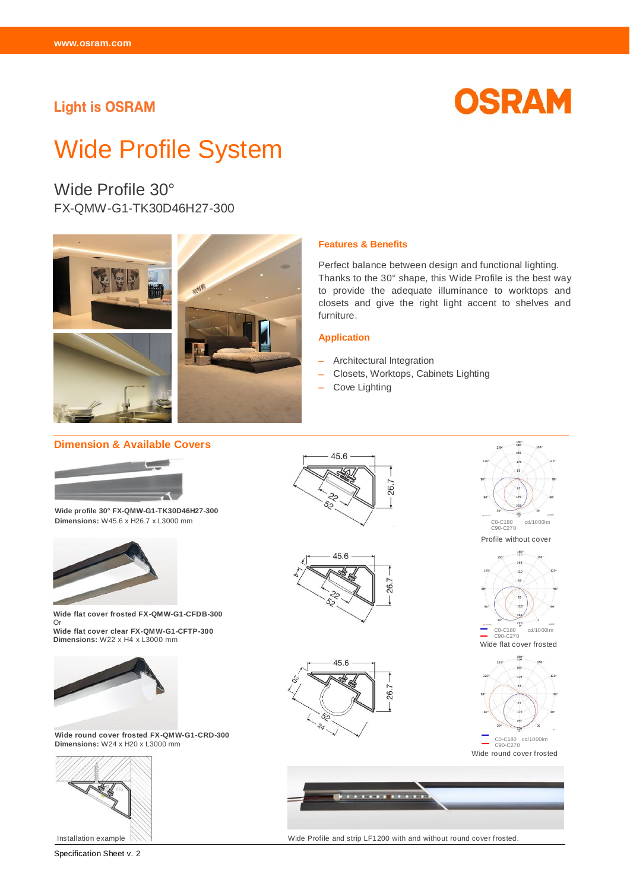Light is OSRAM

OSRAM

# Wide Profile System

## Wide Profile 30°

FX-QMW-G1-TK30D46H27-300

### Features & Benefits

Perfect balance between design and functional lighting. Thanks to the 30° shape, this Wide Profile is the best way to provide the adequate illuminance to worktops and closets and give the right light accent to shelves and furniture.

### Application

- Architectural Integration
- Closets, Worktops, Cabinets Lighting
- Cove Lighting

### Dimension & Available Covers

**Wide profile 30° FX-QMW-G1-TK30D46H27-300**
**Dimensions:** W45.6 x H26.7 x L3000 mm

Profile without cover

**Wide flat cover frosted FX-QMW-G1-CFDB-300**
Or
**Wide flat cover clear FX-QMW-G1-CFTP-300**
**Dimensions:** W22 x H4 x L3000 mm

Wide flat cover frosted

**Wide round cover frosted FX-QMW-G1-CRD-300**
**Dimensions:** W24 x H20 x L3000 mm

Wide round cover frosted

Installation example

Wide Profile and strip LF1200 with and without round cover frosted.

Specification Sheet v. 2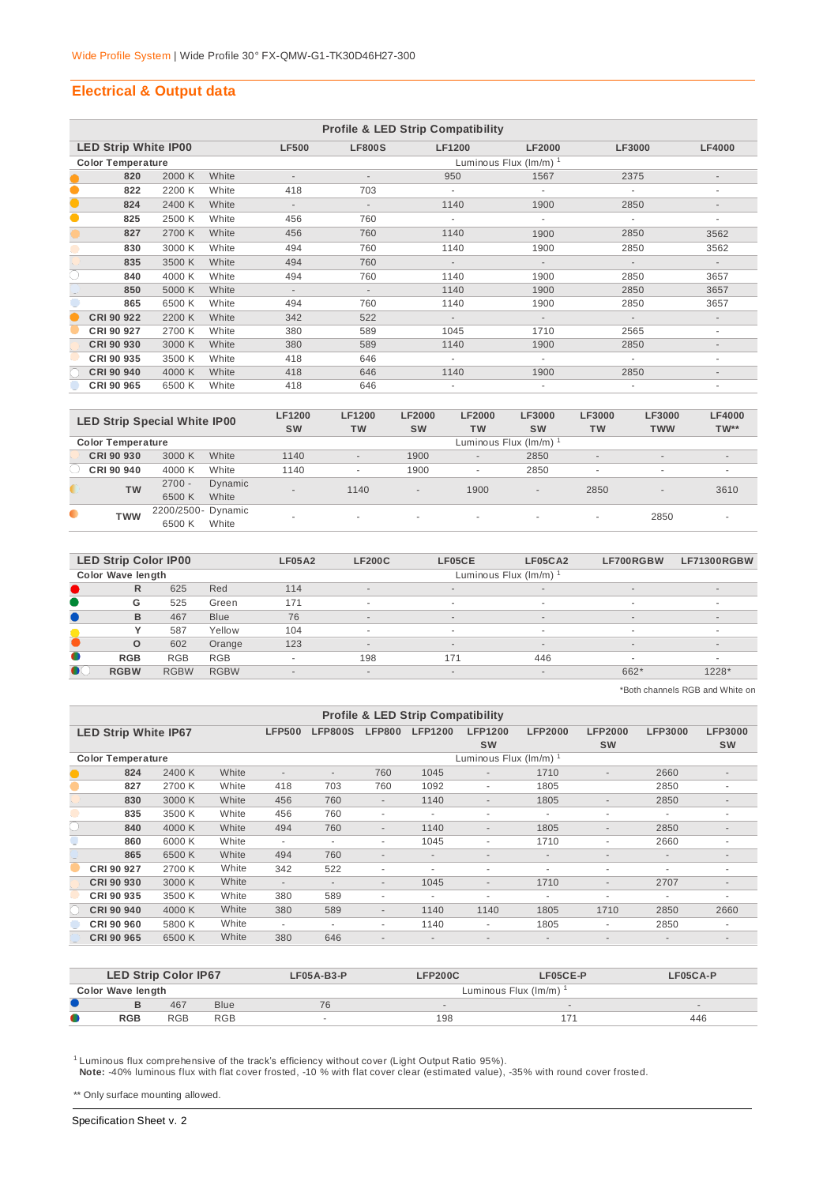Wide Profile System | Wide Profile 30° FX-QMW-G1-TK30D46H27-300

## Electrical & Output data

**Profile & LED Strip Compatibility**

| LED Strip White IP00 | | | LF500 | LF800S | LF1200 | LF2000 | LF3000 | LF4000 |
|---|---|---|---|---|---|---|---|---|
| **Color Temperature** | | | Luminous Flux (lm/m) [1] | | | | | |
| **820** | 2000 K | White | - | - | 950 | 1567 | 2375 | - |
| **822** | 2200 K | White | 418 | 703 | - | - | - | - |
| **824** | 2400 K | White | - | - | 1140 | 1900 | 2850 | - |
| **825** | 2500 K | White | 456 | 760 | - | - | - | - |
| **827** | 2700 K | White | 456 | 760 | 1140 | 1900 | 2850 | 3562 |
| **830** | 3000 K | White | 494 | 760 | 1140 | 1900 | 2850 | 3562 |
| **835** | 3500 K | White | 494 | 760 | - | - | - | - |
| **840** | 4000 K | White | 494 | 760 | 1140 | 1900 | 2850 | 3657 |
| **850** | 5000 K | White | - | - | 1140 | 1900 | 2850 | 3657 |
| **865** | 6500 K | White | 494 | 760 | 1140 | 1900 | 2850 | 3657 |
| **CRI 90 922** | 2200 K | White | 342 | 522 | - | - | - | - |
| **CRI 90 927** | 2700 K | White | 380 | 589 | 1045 | 1710 | 2565 | - |
| **CRI 90 930** | 3000 K | White | 380 | 589 | 1140 | 1900 | 2850 | - |
| **CRI 90 935** | 3500 K | White | 418 | 646 | - | - | - | - |
| **CRI 90 940** | 4000 K | White | 418 | 646 | 1140 | 1900 | 2850 | - |
| **CRI 90 965** | 6500 K | White | 418 | 646 | - | - | - | - |

| LED Strip Special White IP00 | | | LF1200 SW | LF1200 TW | LF2000 SW | LF2000 TW | LF3000 SW | LF3000 TW | LF3000 TWW | LF4000 TW** |
|---|---|---|---|---|---|---|---|---|---|---|
| **Color Temperature** | | | Luminous Flux (lm/m) [1] | | | | | | | |
| **CRI 90 930** | 3000 K | White | 1140 | - | 1900 | - | 2850 | - | - | - |
| **CRI 90 940** | 4000 K | White | 1140 | - | 1900 | - | 2850 | - | - | - |
| **TW** | 2700 - 6500 K | Dynamic White | - | 1140 | - | 1900 | - | 2850 | - | 3610 |
| **TWW** | 2200/2500- 6500 K | Dynamic White | - | - | - | - | - | - | 2850 | - |

| LED Strip Color IP00 | | | LF05A2 | LF200C | LF05CE | LF05CA2 | LF700RGBW | LF71300RGBW |
|---|---|---|---|---|---|---|---|---|
| **Color Wave length** | | | Luminous Flux (lm/m) [1] | | | | | |
| **R** | 625 | Red | 114 | - | - | - | - | - |
| **G** | 525 | Green | 171 | - | - | - | - | - |
| **B** | 467 | Blue | 76 | - | - | - | - | - |
| **Y** | 587 | Yellow | 104 | - | - | - | - | - |
| **O** | 602 | Orange | 123 | - | - | - | - | - |
| **RGB** | RGB | RGB | - | 198 | 171 | 446 | - | - |
| **RGBW** | RGBW | RGBW | - | - | - | - | 662* | 1228* |

*Both channels RGB and White on

**Profile & LED Strip Compatibility**

| LED Strip White IP67 | | | LFP500 | LFP800S | LFP800 | LFP1200 | LFP1200 SW | LFP2000 | LFP2000 SW | LFP3000 | LFP3000 SW |
|---|---|---|---|---|---|---|---|---|---|---|---|
| **Color Temperature** | | | Luminous Flux (lm/m) [1] | | | | | | | | |
| **824** | 2400 K | White | - | - | 760 | 1045 | - | 1710 | - | 2660 | - |
| **827** | 2700 K | White | 418 | 703 | 760 | 1092 | - | 1805 | | 2850 | - |
| **830** | 3000 K | White | 456 | 760 | - | 1140 | - | 1805 | - | 2850 | - |
| **835** | 3500 K | White | 456 | 760 | - | - | - | - | - | - | - |
| **840** | 4000 K | White | 494 | 760 | - | 1140 | - | 1805 | - | 2850 | - |
| **860** | 6000 K | White | - | - | - | 1045 | - | 1710 | - | 2660 | - |
| **865** | 6500 K | White | 494 | 760 | - | - | - | - | - | - | - |
| **CRI 90 927** | 2700 K | White | 342 | 522 | - | - | - | - | - | - | - |
| **CRI 90 930** | 3000 K | White | - | - | - | 1045 | - | 1710 | - | 2707 | - |
| **CRI 90 935** | 3500 K | White | 380 | 589 | - | - | - | - | - | - | - |
| **CRI 90 940** | 4000 K | White | 380 | 589 | - | 1140 | 1140 | 1805 | 1710 | 2850 | 2660 |
| **CRI 90 960** | 5800 K | White | - | - | - | 1140 | - | 1805 | - | 2850 | - |
| **CRI 90 965** | 6500 K | White | 380 | 646 | - | - | - | - | - | - | - |

| LED Strip Color IP67 | | | LF05A-B3-P | LFP200C | LF05CE-P | LF05CA-P |
|---|---|---|---|---|---|---|
| **Color Wave length** | | | Luminous Flux (lm/m) [1] | | | |
| **B** | 467 | Blue | 76 | - | - | - |
| **RGB** | RGB | RGB | - | 198 | 171 | 446 |

[1] Luminous flux comprehensive of the track's efficiency without cover (Light Output Ratio 95%).
**Note:** -40% luminous flux with flat cover frosted, -10 % with flat cover clear (estimated value), -35% with round cover frosted.

** Only surface mounting allowed.

Specification Sheet v. 2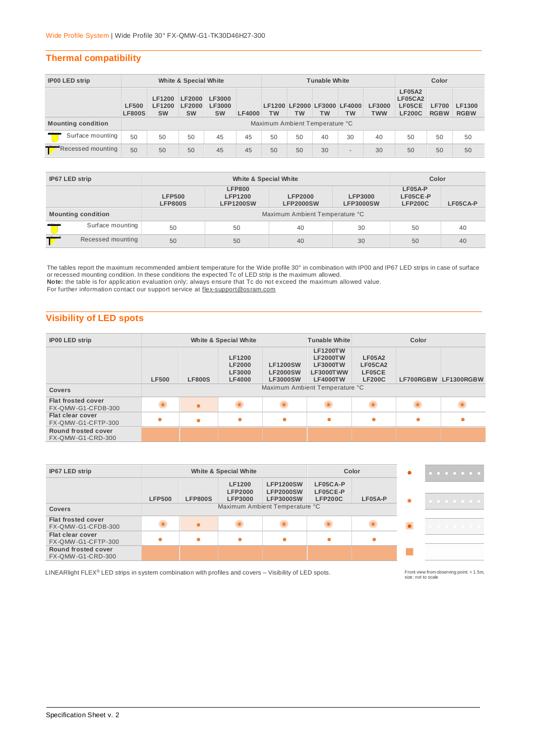Wide Profile System | Wide Profile 30° FX-QMW-G1-TK30D46H27-300

## Thermal compatibility

| IP00 LED strip | White & Special White | | | | | Tunable White | | | | | Color | | |
|---|---|---|---|---|---|---|---|---|---|---|---|---|---|
| | LF500 LF800S | LF1200 LF1200 SW | LF2000 LF2000 SW | LF3000 LF3000 SW | LF4000 | LF1200 TW | LF2000 TW | LF3000 TW | LF4000 TW | LF3000 TWW | LF05A2 LF05CA2 LF05CE LF200C | LF700 RGBW | LF1300 RGBW |
| **Mounting condition** | Maximum Ambient Temperature °C | | | | | | | | | | | | |
| Surface mounting | 50 | 50 | 50 | 45 | 45 | 50 | 50 | 40 | 30 | 40 | 50 | 50 | 50 |
| Recessed mounting | 50 | 50 | 50 | 45 | 45 | 50 | 50 | 30 | - | 30 | 50 | 50 | 50 |

| IP67 LED strip | White & Special White | | | | Color | |
|---|---|---|---|---|---|---|
| | LFP500 LFP800S | LFP800 LFP1200 LFP1200SW | LFP2000 LFP2000SW | LFP3000 LFP3000SW | LF05A-P LF05CE-P LFP200C | LF05CA-P |
| **Mounting condition** | Maximum Ambient Temperature °C | | | | | |
| Surface mounting | 50 | 50 | 40 | 30 | 50 | 40 |
| Recessed mounting | 50 | 50 | 40 | 30 | 50 | 40 |

The tables report the maximum recommended ambient temperature for the Wide profile 30° in combination with IP00 and IP67 LED strips in case of surface or recessed mounting condition. In these conditions the expected Tc of LED strip is the maximum allowed.
**Note:** the table is for application evaluation only; always ensure that Tc do not exceed the maximum allowed value.
For further information contact our support service at flex-support@osram.com

## Visibility of LED spots

| IP00 LED strip | White & Special White | | | | Tunable White | Color | | |
|---|---|---|---|---|---|---|---|---|
| | LF500 | LF800S | LF1200 LF2000 LF3000 LF4000 | LF1200SW LF2000SW LF3000SW | LF1200TW LF2000TW LF3000TW LF3000TWW LF4000TW | LF05A2 LF05CA2 LF05CE LF200C | LF700RGBW | LF1300RGBW |
| **Covers** | Maximum Ambient Temperature °C | | | | | | | |
| **Flat frosted cover** FX-QMW-G1-CFDB-300 | | | | | | | | |
| **Flat clear cover** FX-QMW-G1-CFTP-300 | | | | | | | | |
| **Round frosted cover** FX-QMW-G1-CRD-300 | | | | | | | | |

| IP67 LED strip | White & Special White | | | | Color | |
|---|---|---|---|---|---|---|
| | LFP500 | LFP800S | LF1200 LFP2000 LFP3000 | LFP1200SW LFP2000SW LFP3000SW | LF05CA-P LF05CE-P LFP200C | LF05A-P |
| **Covers** | Maximum Ambient Temperature °C | | | | | |
| **Flat frosted cover** FX-QMW-G1-CFDB-300 | | | | | | |
| **Flat clear cover** FX-QMW-G1-CFTP-300 | | | | | | |
| **Round frosted cover** FX-QMW-G1-CRD-300 | | | | | | |

LINEARlight FLEX® LED strips in system combination with profiles and covers – Visibility of LED spots.

Front view from observing point: < 1.5m, size: not to scale

Specification Sheet v. 2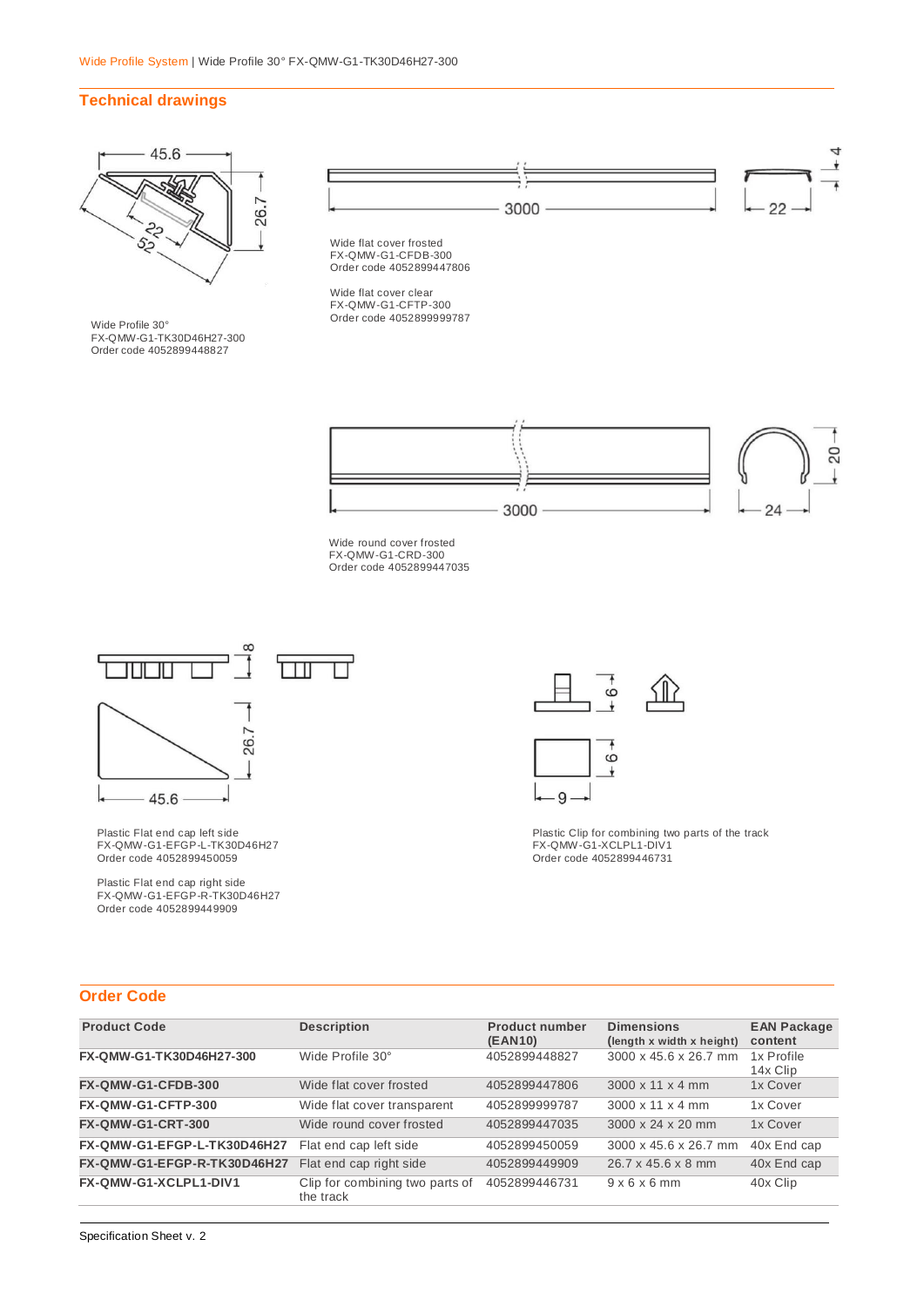## Technical drawings

Wide Profile 30°
FX-QMW-G1-TK30D46H27-300
Order code 4052899448827

Wide flat cover frosted
FX-QMW-G1-CFDB-300
Order code 4052899447806

Wide flat cover clear
FX-QMW-G1-CFTP-300
Order code 4052899999787

Wide round cover frosted
FX-QMW-G1-CRD-300
Order code 4052899447035

Plastic Flat end cap left side
FX-QMW-G1-EFGP-L-TK30D46H27
Order code 4052899450059

Plastic Flat end cap right side
FX-QMW-G1-EFGP-R-TK30D46H27
Order code 4052899449909

Plastic Clip for combining two parts of the track
FX-QMW-G1-XCLPL1-DIV1
Order code 4052899446731

## Order Code

| Product Code | Description | Product number (EAN10) | Dimensions (length x width x height) | EAN Package content |
|---|---|---|---|---|
| **FX-QMW-G1-TK30D46H27-300** | Wide Profile 30° | 4052899448827 | 3000 x 45.6 x 26.7 mm | 1x Profile 14x Clip |
| **FX-QMW-G1-CFDB-300** | Wide flat cover frosted | 4052899447806 | 3000 x 11 x 4 mm | 1x Cover |
| **FX-QMW-G1-CFTP-300** | Wide flat cover transparent | 4052899999787 | 3000 x 11 x 4 mm | 1x Cover |
| **FX-QMW-G1-CRT-300** | Wide round cover frosted | 4052899447035 | 3000 x 24 x 20 mm | 1x Cover |
| **FX-QMW-G1-EFGP-L-TK30D46H27** | Flat end cap left side | 4052899450059 | 3000 x 45.6 x 26.7 mm | 40x End cap |
| **FX-QMW-G1-EFGP-R-TK30D46H27** | Flat end cap right side | 4052899449909 | 26.7 x 45.6 x 8 mm | 40x End cap |
| **FX-QMW-G1-XCLPL1-DIV1** | Clip for combining two parts of the track | 4052899446731 | 9 x 6 x 6 mm | 40x Clip |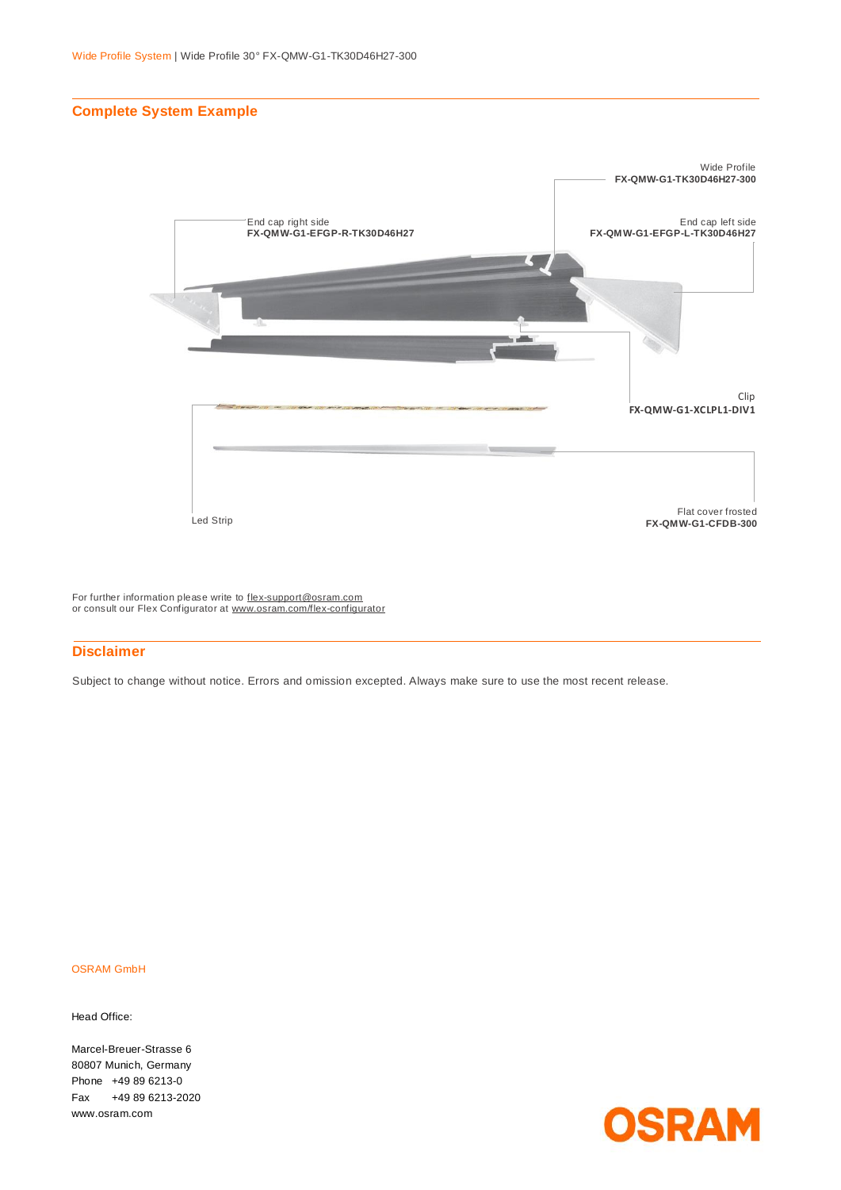## Complete System Example

Wide Profile
**FX-QMW-G1-TK30D46H27-300**

End cap right side
**FX-QMW-G1-EFGP-R-TK30D46H27**

End cap left side
**FX-QMW-G1-EFGP-L-TK30D46H27**

Clip
**FX-QMW-G1-XCLPL1-DIV1**

Led Strip

Flat cover frosted
**FX-QMW-G1-CFDB-300**

For further information please write to flex-support@osram.com
or consult our Flex Configurator at www.osram.com/flex-configurator

## Disclaimer

Subject to change without notice. Errors and omission excepted. Always make sure to use the most recent release.

OSRAM GmbH

Head Office:

Marcel-Breuer-Strasse 6
80807 Munich, Germany
Phone +49 89 6213-0
Fax +49 89 6213-2020
www.osram.com

OSRAM